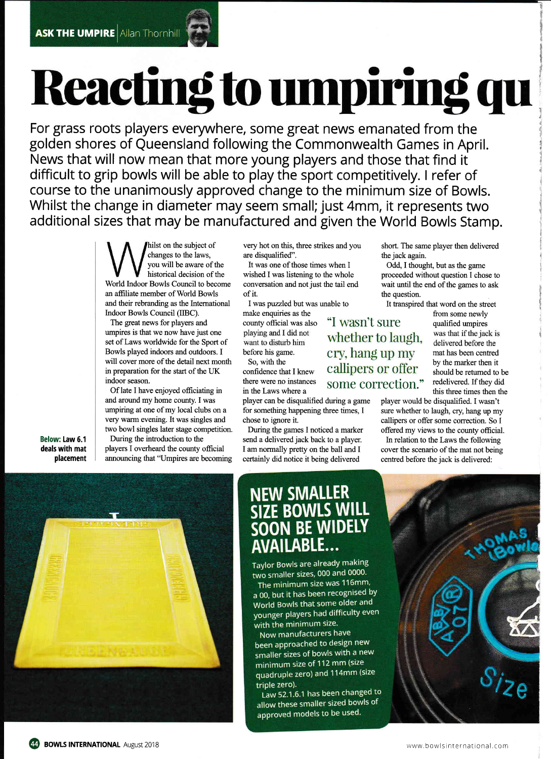ASK THE UMPIRE | Allan Thornhill

# Reacting to umpiring qu

For grass roots players everywhere, some great news emanated from the golden shores of Queensland following the Commonwealth Games in April. News that will now mean that more young players and those that find it difficult to grip bowls will be able to play the sport competitively. I refer of course to the unanimously approved change to the minimum size of Bowls. Whilst the change in diameter may seem small; just 4mm, it represents two additional sizes that may be manufactured and given the World Bowls Stamp.

Whilst on the subject of changes to the laws, you will be aware of the historical decision of the World Indoor Bowls Council to become an affiliate member of World Bowls and their rebranding as the International Indoor Bowls Council (IIBC).

The great news for players and umpires is that we now have just one set of Laws worldwide for the Sport of Bowls played indoors and outdoors. I will cover more of the detail next month in preparation for the start of the UK indoor season.

Of late I have enjoyed officiating in and around my home county. I was umpiring at one of my local clubs on a very warm evening. It was singles and two bowl singles later stage competition.

During the introduction to the players I overheard the county official announcing that "Umpires are becoming very hot on this, three strikes and you are disqualified".

It was one of those times when I wished I was listening to the whole conversation and not just the tail end of it.

I was puzzled but was unable to make enquiries as the county official was also playing and I did not want to disturb him before his game.

So, with the confidence that I knew there were no instances in the Laws where a player can be disqualified during a game for something happening three times, I chose to ignore it.

During the games I noticed a marker send a delivered jack back to a player. I am normally pretty on the ball and I certainly did notice it being delivered short. The same player then delivered the jack again.

Odd, I thought, but as the game proceeded without question I chose to wait until the end of the games to ask the question.

> "I wasn't sure whether to laugh, cry, hang up my callipers or offer some correction."

It transpired that word on the street from some newly qualified umpires was that if the jack is delivered before the mat has been centred by the marker then it should be returned to be redelivered. If they did this three times then the player would be disqualified. I wasn't sure whether to laugh, cry, hang up my callipers or offer some correction. So I offered my views to the county official.

In relation to the Laws the following cover the scenario of the mat not being centred before the jack is delivered:

**Below:** Law 6.1 deals with mat placement

## NEW SMALLER SIZE BOWLS WILL SOON BE WIDELY AVAILABLE...

Taylor Bowls are already making two smaller sizes, 000 and 0000.

The minimum size was 116mm, a 00, but it has been recognised by World Bowls that some older and younger players had difficulty even with the minimum size.

Now manufacturers have been approached to design new smaller sizes of bowls with a new minimum size of 112 mm (size quadruple zero) and 114mm (size triple zero).

Law 52.1.6.1 has been changed to allow these smaller sized bowls of approved models to be used.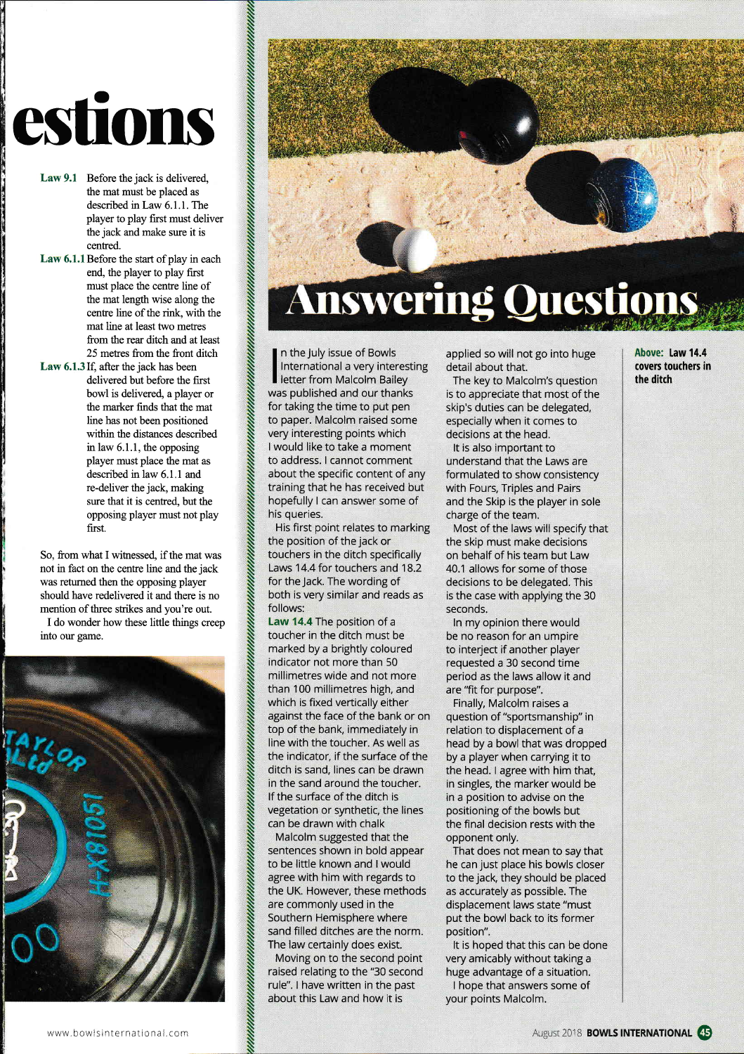Law 9.1 Before the jack is delivered, the mat must be placed as described in Law 6.1.1. The player to play first must deliver the jack and make sure it is centred.

Law 6.1.1 Before the start of play in each end, the player to play first must place the centre line of the mat length wise along the centre line of the rink, with the mat line at least two metres from the rear ditch and at least 25 metres from the front ditch

Law 6.1.3 If, after the jack has been delivered but before the first bowl is delivered, a player or the marker finds that the mat line has not been positioned within the distances described in law 6.1.1, the opposing player must place the mat as described in law 6.1.1 and re-deliver the jack, making sure that it is centred, but the opposing player must not play first.

So, from what I witnessed, if the mat was not in fact on the centre line and the jack was returned then the opposing player should have redelivered it and there is no mention of three strikes and you're out.

I do wonder how these little things creep into our game.

# Answering Questions

In the July issue of Bowls International a very interesting letter from Malcolm Bailey was published and our thanks for taking the time to put pen to paper. Malcolm raised some very interesting points which I would like to take a moment to address. I cannot comment about the specific content of any training that he has received but hopefully I can answer some of his queries.

His first point relates to marking the position of the jack or touchers in the ditch specifically Laws 14.4 for touchers and 18.2 for the Jack. The wording of both is very similar and reads as follows:

**Law 14.4** The position of a toucher in the ditch must be marked by a brightly coloured indicator not more than 50 millimetres wide and not more than 100 millimetres high, and which is fixed vertically either against the face of the bank or on top of the bank, immediately in line with the toucher. As well as the indicator, if the surface of the ditch is sand, lines can be drawn in the sand around the toucher. If the surface of the ditch is vegetation or synthetic, the lines can be drawn with chalk

Malcolm suggested that the sentences shown in bold appear to be little known and I would agree with him with regards to the UK. However, these methods are commonly used in the Southern Hemisphere where sand filled ditches are the norm. The law certainly does exist.

Moving on to the second point raised relating to the "30 second rule". I have written in the past about this Law and how it is applied so will not go into huge detail about that.

The key to Malcolm's question is to appreciate that most of the skip's duties can be delegated, especially when it comes to decisions at the head.

It is also important to understand that the Laws are formulated to show consistency with Fours, Triples and Pairs and the Skip is the player in sole charge of the team.

Most of the laws will specify that the skip must make decisions on behalf of his team but Law 40.1 allows for some of those decisions to be delegated. This is the case with applying the 30 seconds.

In my opinion there would be no reason for an umpire to interject if another player requested a 30 second time period as the laws allow it and are "fit for purpose".

Finally, Malcolm raises a question of "sportsmanship" in relation to displacement of a head by a bowl that was dropped by a player when carrying it to the head. I agree with him that, in singles, the marker would be in a position to advise on the positioning of the bowls but the final decision rests with the opponent only.

That does not mean to say that he can just place his bowls closer to the jack, they should be placed as accurately as possible. The displacement laws state "must put the bowl back to its former position".

It is hoped that this can be done very amicably without taking a huge advantage of a situation.

I hope that answers some of your points Malcolm.

**Above: Law 14.4 covers touchers in the ditch**